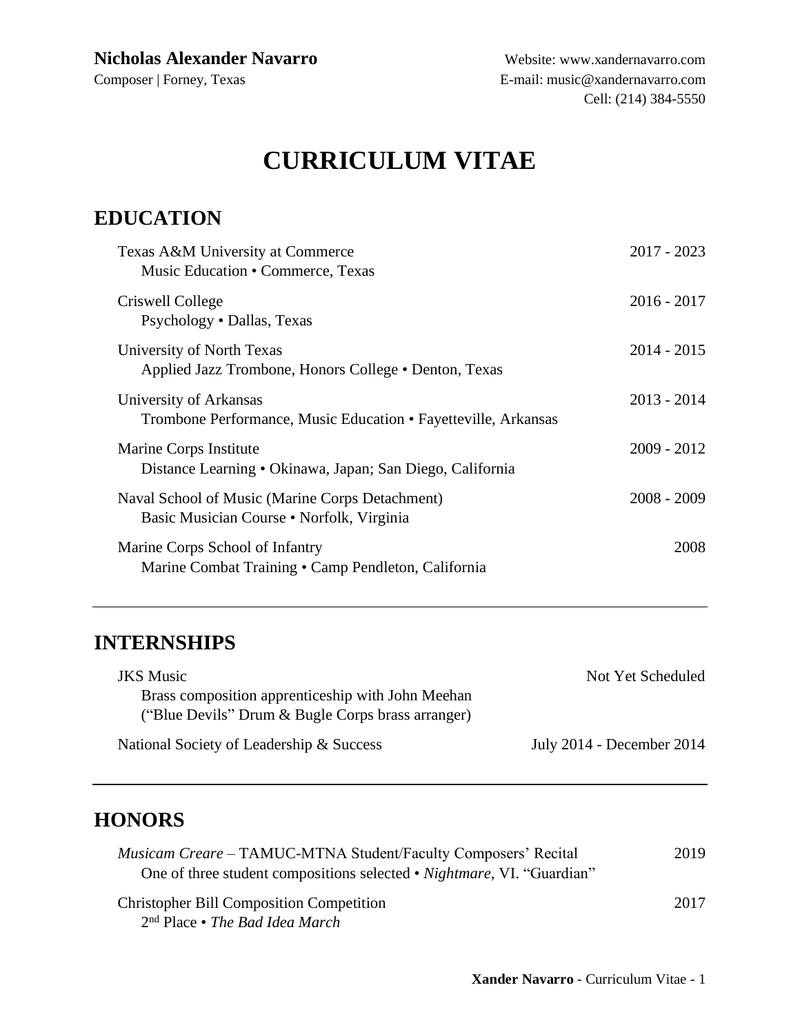**Nicholas Alexander Navarro**
Composer | Forney, Texas

Website: www.xandernavarro.com
E-mail: music@xandernavarro.com
Cell: (214) 384-5550

# CURRICULUM VITAE

## EDUCATION

Texas A&M University at Commerce — 2017 - 2023
Music Education • Commerce, Texas

Criswell College — 2016 - 2017
Psychology • Dallas, Texas

University of North Texas — 2014 - 2015
Applied Jazz Trombone, Honors College • Denton, Texas

University of Arkansas — 2013 - 2014
Trombone Performance, Music Education • Fayetteville, Arkansas

Marine Corps Institute — 2009 - 2012
Distance Learning • Okinawa, Japan; San Diego, California

Naval School of Music (Marine Corps Detachment) — 2008 - 2009
Basic Musician Course • Norfolk, Virginia

Marine Corps School of Infantry — 2008
Marine Combat Training • Camp Pendleton, California

---

## INTERNSHIPS

JKS Music — Not Yet Scheduled
Brass composition apprenticeship with John Meehan
("Blue Devils" Drum & Bugle Corps brass arranger)

National Society of Leadership & Success — July 2014 - December 2014

---

## HONORS

*Musicam Creare* – TAMUC-MTNA Student/Faculty Composers' Recital — 2019
One of three student compositions selected • *Nightmare*, VI. "Guardian"

Christopher Bill Composition Competition — 2017
2nd Place • *The Bad Idea March*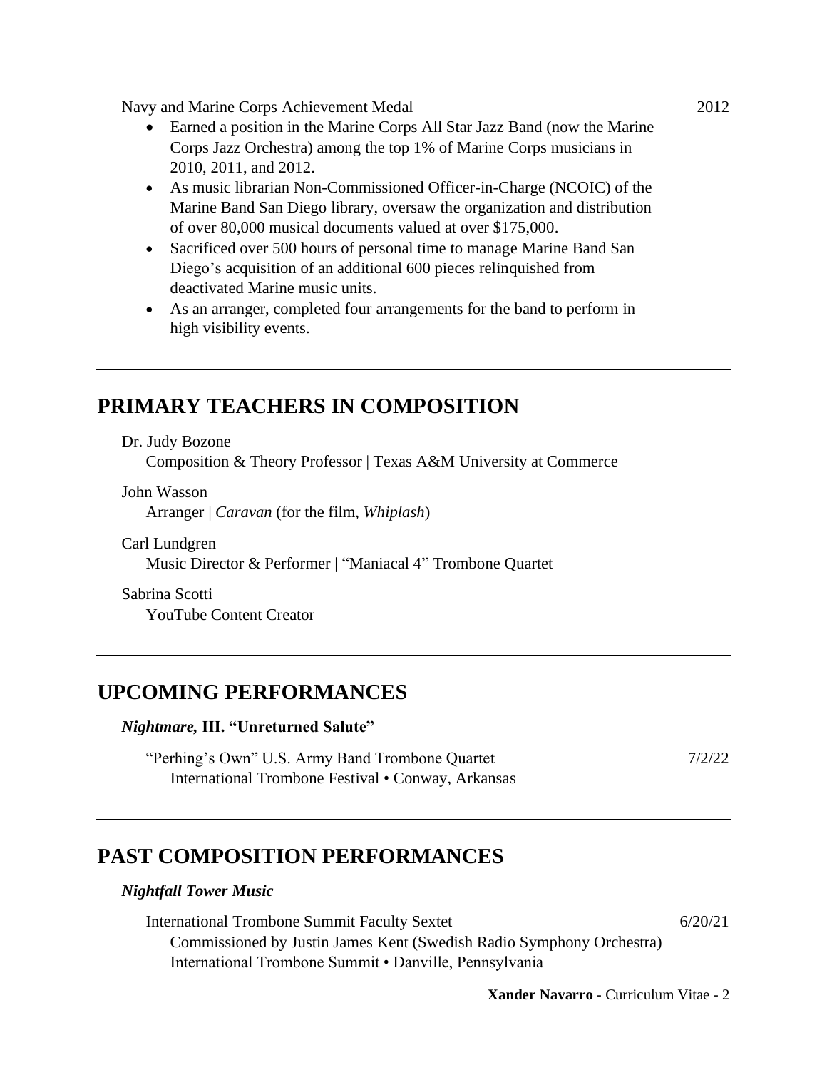Navy and Marine Corps Achievement Medal 2012

- Earned a position in the Marine Corps All Star Jazz Band (now the Marine Corps Jazz Orchestra) among the top 1% of Marine Corps musicians in 2010, 2011, and 2012.
- As music librarian Non-Commissioned Officer-in-Charge (NCOIC) of the Marine Band San Diego library, oversaw the organization and distribution of over 80,000 musical documents valued at over $175,000.
- Sacrificed over 500 hours of personal time to manage Marine Band San Diego's acquisition of an additional 600 pieces relinquished from deactivated Marine music units.
- As an arranger, completed four arrangements for the band to perform in high visibility events.

---

## PRIMARY TEACHERS IN COMPOSITION

Dr. Judy Bozone
Composition & Theory Professor | Texas A&M University at Commerce

John Wasson
Arranger | *Caravan* (for the film, *Whiplash*)

Carl Lundgren
Music Director & Performer | "Maniacal 4" Trombone Quartet

Sabrina Scotti
YouTube Content Creator

---

## UPCOMING PERFORMANCES

***Nightmare,* III. "Unreturned Salute"**

"Perhing's Own" U.S. Army Band Trombone Quartet 7/2/22
International Trombone Festival • Conway, Arkansas

---

## PAST COMPOSITION PERFORMANCES

***Nightfall Tower Music***

International Trombone Summit Faculty Sextet 6/20/21
Commissioned by Justin James Kent (Swedish Radio Symphony Orchestra)
International Trombone Summit • Danville, Pennsylvania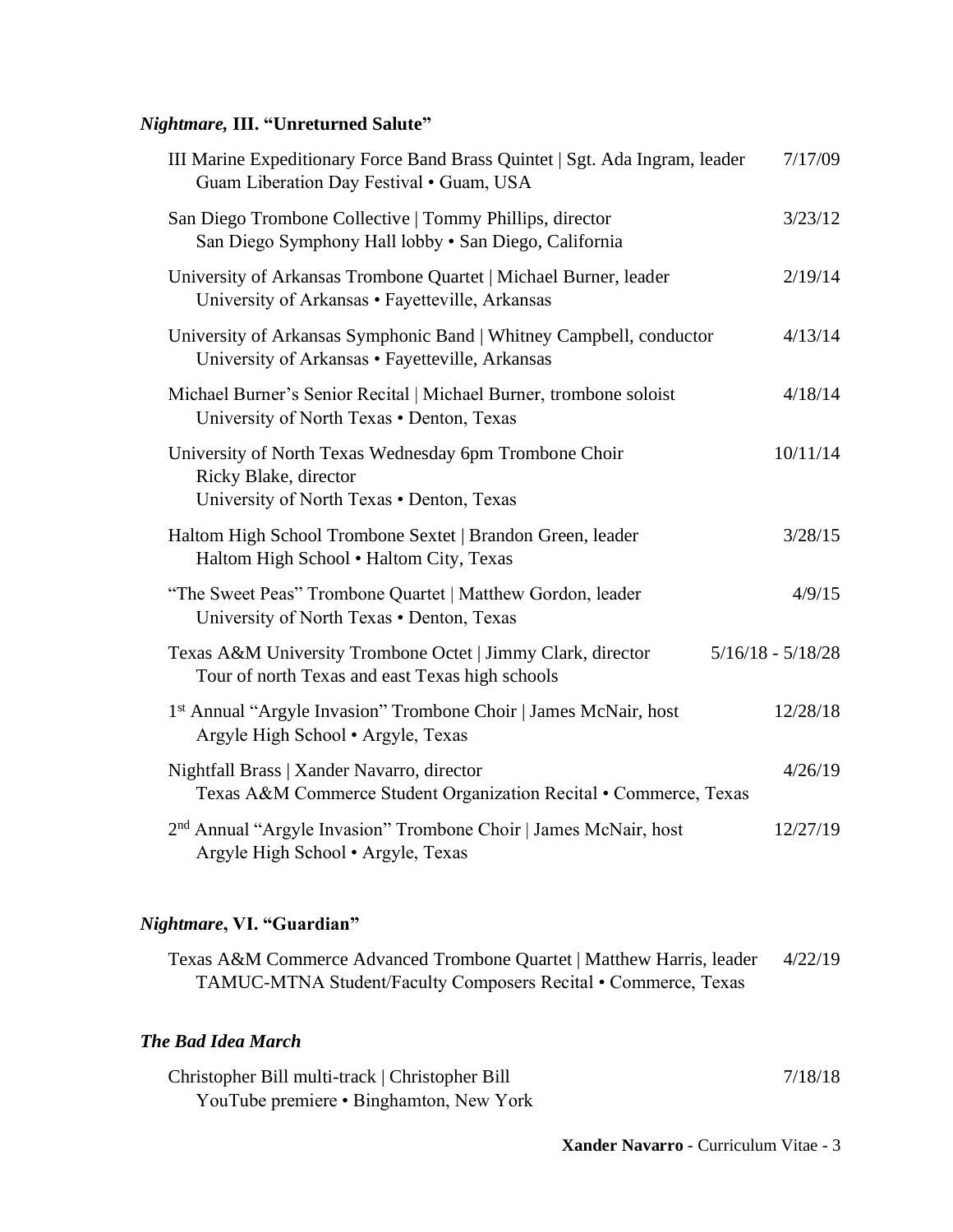### *Nightmare,* III. "Unreturned Salute"

III Marine Expeditionary Force Band Brass Quintet | Sgt. Ada Ingram, leader — 7/17/09
Guam Liberation Day Festival • Guam, USA

San Diego Trombone Collective | Tommy Phillips, director — 3/23/12
San Diego Symphony Hall lobby • San Diego, California

University of Arkansas Trombone Quartet | Michael Burner, leader — 2/19/14
University of Arkansas • Fayetteville, Arkansas

University of Arkansas Symphonic Band | Whitney Campbell, conductor — 4/13/14
University of Arkansas • Fayetteville, Arkansas

Michael Burner's Senior Recital | Michael Burner, trombone soloist — 4/18/14
University of North Texas • Denton, Texas

University of North Texas Wednesday 6pm Trombone Choir — 10/11/14
Ricky Blake, director
University of North Texas • Denton, Texas

Haltom High School Trombone Sextet | Brandon Green, leader — 3/28/15
Haltom High School • Haltom City, Texas

"The Sweet Peas" Trombone Quartet | Matthew Gordon, leader — 4/9/15
University of North Texas • Denton, Texas

Texas A&M University Trombone Octet | Jimmy Clark, director — 5/16/18 - 5/18/28
Tour of north Texas and east Texas high schools

1st Annual "Argyle Invasion" Trombone Choir | James McNair, host — 12/28/18
Argyle High School • Argyle, Texas

Nightfall Brass | Xander Navarro, director — 4/26/19
Texas A&M Commerce Student Organization Recital • Commerce, Texas

2nd Annual "Argyle Invasion" Trombone Choir | James McNair, host — 12/27/19
Argyle High School • Argyle, Texas

### *Nightmare*, VI. "Guardian"

Texas A&M Commerce Advanced Trombone Quartet | Matthew Harris, leader — 4/22/19
TAMUC-MTNA Student/Faculty Composers Recital • Commerce, Texas

### *The Bad Idea March*

Christopher Bill multi-track | Christopher Bill — 7/18/18
YouTube premiere • Binghamton, New York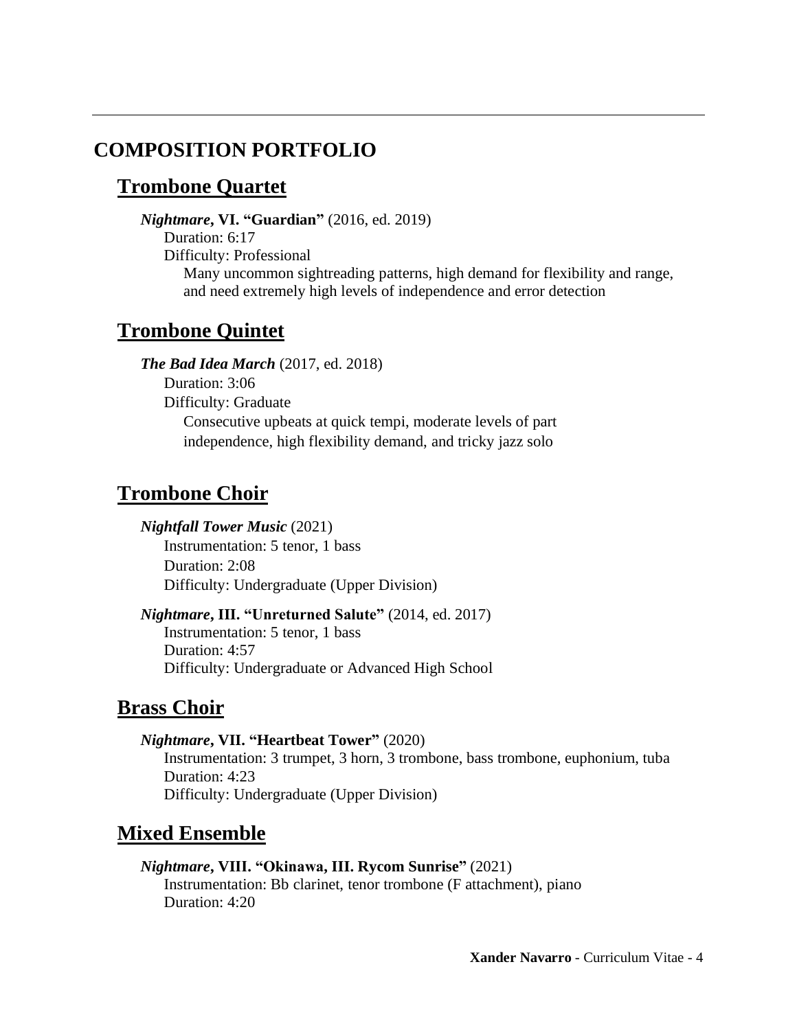## COMPOSITION PORTFOLIO

### Trombone Quartet

***Nightmare*, VI. "Guardian"** (2016, ed. 2019)
Duration: 6:17
Difficulty: Professional
Many uncommon sightreading patterns, high demand for flexibility and range, and need extremely high levels of independence and error detection

### Trombone Quintet

***The Bad Idea March*** (2017, ed. 2018)
Duration: 3:06
Difficulty: Graduate
Consecutive upbeats at quick tempi, moderate levels of part independence, high flexibility demand, and tricky jazz solo

### Trombone Choir

***Nightfall Tower Music*** (2021)
Instrumentation: 5 tenor, 1 bass
Duration: 2:08
Difficulty: Undergraduate (Upper Division)

***Nightmare*, III. "Unreturned Salute"** (2014, ed. 2017)
Instrumentation: 5 tenor, 1 bass
Duration: 4:57
Difficulty: Undergraduate or Advanced High School

### Brass Choir

***Nightmare*, VII. "Heartbeat Tower"** (2020)
Instrumentation: 3 trumpet, 3 horn, 3 trombone, bass trombone, euphonium, tuba
Duration: 4:23
Difficulty: Undergraduate (Upper Division)

### Mixed Ensemble

***Nightmare*, VIII. "Okinawa, III. Rycom Sunrise"** (2021)
Instrumentation: Bb clarinet, tenor trombone (F attachment), piano
Duration: 4:20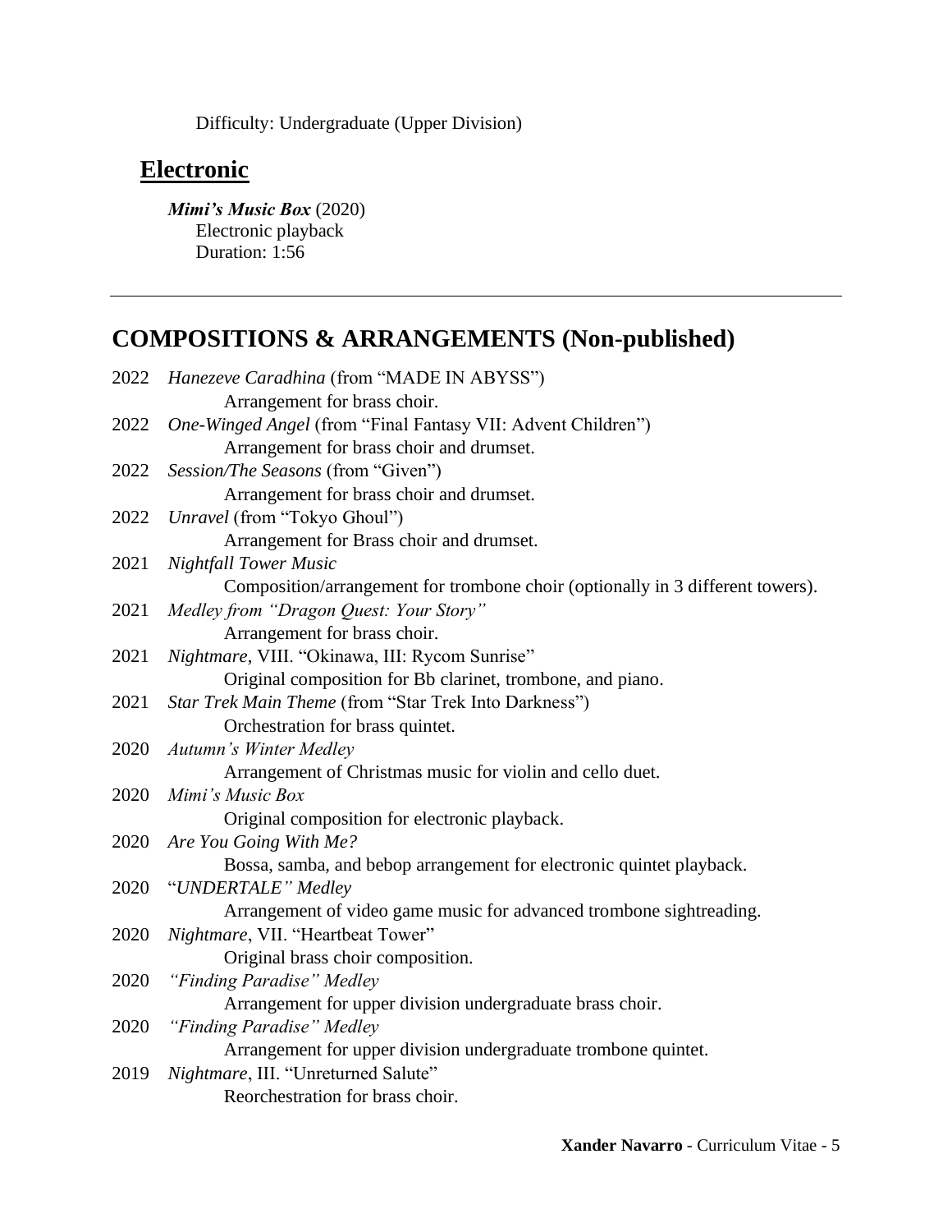Difficulty: Undergraduate (Upper Division)

## Electronic

***Mimi's Music Box*** (2020)
Electronic playback
Duration: 1:56

---

# COMPOSITIONS & ARRANGEMENTS (Non-published)

2022 *Hanezeve Caradhina* (from "MADE IN ABYSS")
Arrangement for brass choir.

2022 *One-Winged Angel* (from "Final Fantasy VII: Advent Children")
Arrangement for brass choir and drumset.

2022 *Session/The Seasons* (from "Given")
Arrangement for brass choir and drumset.

2022 *Unravel* (from "Tokyo Ghoul")
Arrangement for Brass choir and drumset.

2021 *Nightfall Tower Music*
Composition/arrangement for trombone choir (optionally in 3 different towers).

2021 *Medley from "Dragon Quest: Your Story"*
Arrangement for brass choir.

2021 *Nightmare*, VIII. "Okinawa, III: Rycom Sunrise"
Original composition for Bb clarinet, trombone, and piano.

2021 *Star Trek Main Theme* (from "Star Trek Into Darkness")
Orchestration for brass quintet.

2020 *Autumn's Winter Medley*
Arrangement of Christmas music for violin and cello duet.

2020 *Mimi's Music Box*
Original composition for electronic playback.

2020 *Are You Going With Me?*
Bossa, samba, and bebop arrangement for electronic quintet playback.

2020 "*UNDERTALE" Medley*
Arrangement of video game music for advanced trombone sightreading.

2020 *Nightmare*, VII. "Heartbeat Tower"
Original brass choir composition.

2020 *"Finding Paradise" Medley*
Arrangement for upper division undergraduate brass choir.

2020 *"Finding Paradise" Medley*
Arrangement for upper division undergraduate trombone quintet.

2019 *Nightmare*, III. "Unreturned Salute"
Reorchestration for brass choir.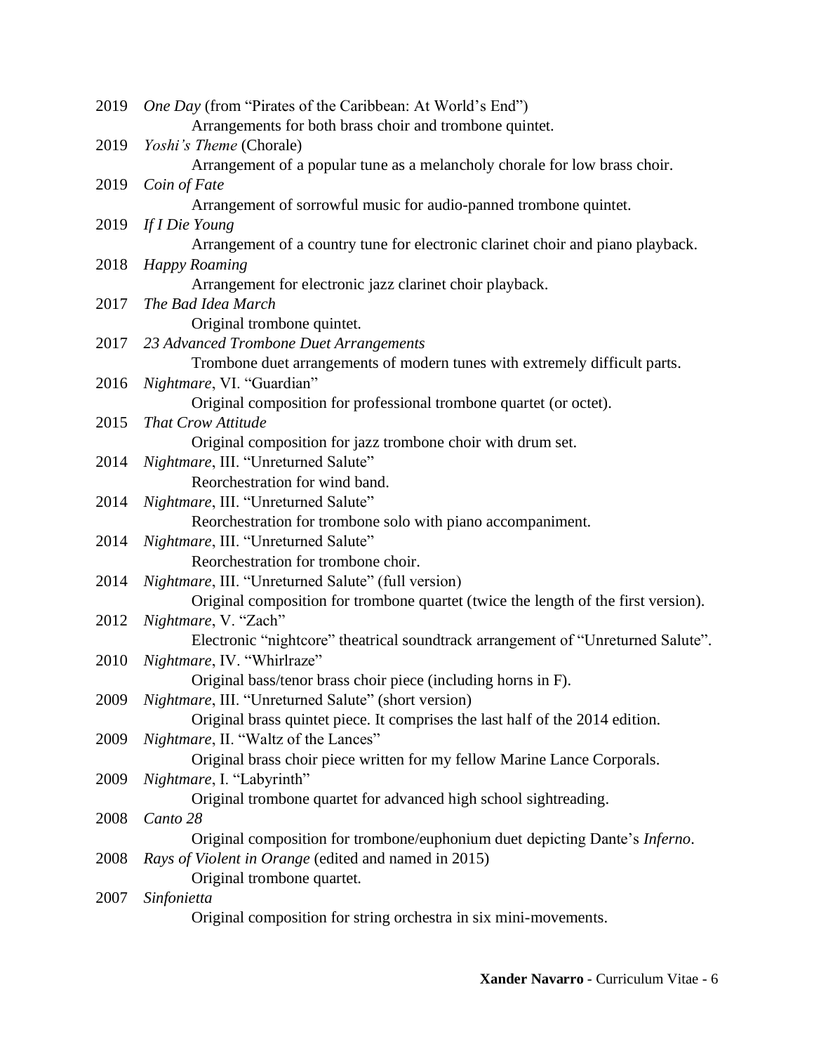2019 *One Day* (from "Pirates of the Caribbean: At World's End")
Arrangements for both brass choir and trombone quintet.

2019 *Yoshi's Theme* (Chorale)
Arrangement of a popular tune as a melancholy chorale for low brass choir.

2019 *Coin of Fate*
Arrangement of sorrowful music for audio-panned trombone quintet.

2019 *If I Die Young*
Arrangement of a country tune for electronic clarinet choir and piano playback.

2018 *Happy Roaming*
Arrangement for electronic jazz clarinet choir playback.

2017 *The Bad Idea March*
Original trombone quintet.

2017 *23 Advanced Trombone Duet Arrangements*
Trombone duet arrangements of modern tunes with extremely difficult parts.

2016 *Nightmare*, VI. "Guardian"
Original composition for professional trombone quartet (or octet).

2015 *That Crow Attitude*
Original composition for jazz trombone choir with drum set.

2014 *Nightmare*, III. "Unreturned Salute"
Reorchestration for wind band.

2014 *Nightmare*, III. "Unreturned Salute"
Reorchestration for trombone solo with piano accompaniment.

2014 *Nightmare*, III. "Unreturned Salute"
Reorchestration for trombone choir.

2014 *Nightmare*, III. "Unreturned Salute" (full version)
Original composition for trombone quartet (twice the length of the first version).

2012 *Nightmare*, V. "Zach"
Electronic "nightcore" theatrical soundtrack arrangement of "Unreturned Salute".

2010 *Nightmare*, IV. "Whirlraze"
Original bass/tenor brass choir piece (including horns in F).

2009 *Nightmare*, III. "Unreturned Salute" (short version)
Original brass quintet piece. It comprises the last half of the 2014 edition.

2009 *Nightmare*, II. "Waltz of the Lances"
Original brass choir piece written for my fellow Marine Lance Corporals.

2009 *Nightmare*, I. "Labyrinth"
Original trombone quartet for advanced high school sightreading.

2008 *Canto 28*
Original composition for trombone/euphonium duet depicting Dante's *Inferno*.

2008 *Rays of Violent in Orange* (edited and named in 2015)
Original trombone quartet.

2007 *Sinfonietta*
Original composition for string orchestra in six mini-movements.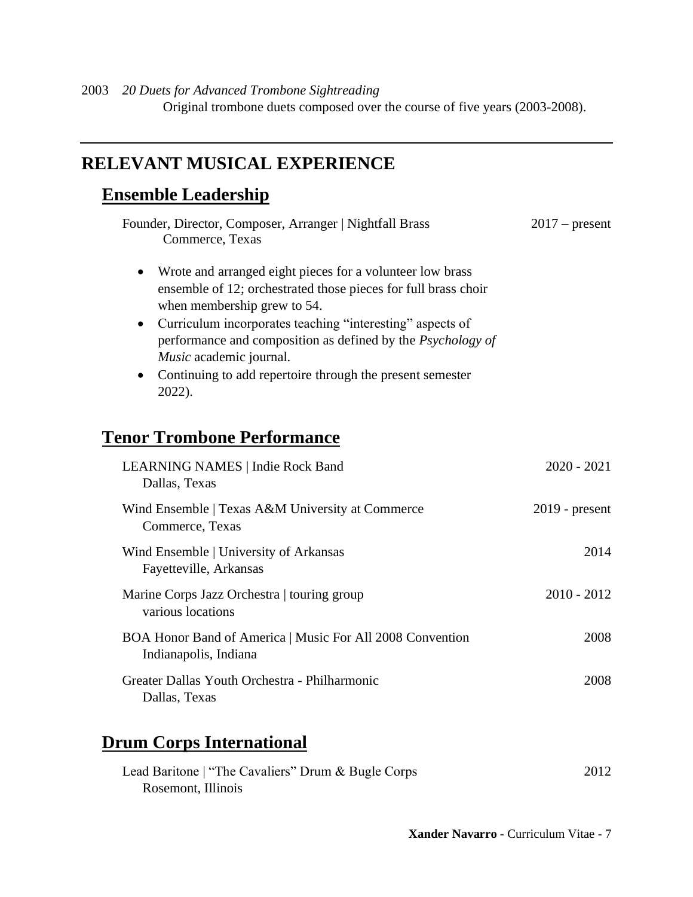2003 *20 Duets for Advanced Trombone Sightreading*
Original trombone duets composed over the course of five years (2003-2008).

---

# RELEVANT MUSICAL EXPERIENCE

## Ensemble Leadership

Founder, Director, Composer, Arranger | Nightfall Brass — 2017 – present
Commerce, Texas

- Wrote and arranged eight pieces for a volunteer low brass ensemble of 12; orchestrated those pieces for full brass choir when membership grew to 54.
- Curriculum incorporates teaching "interesting" aspects of performance and composition as defined by the *Psychology of Music* academic journal.
- Continuing to add repertoire through the present semester 2022).

## Tenor Trombone Performance

LEARNING NAMES | Indie Rock Band — 2020 - 2021
Dallas, Texas

Wind Ensemble | Texas A&M University at Commerce — 2019 - present
Commerce, Texas

Wind Ensemble | University of Arkansas — 2014
Fayetteville, Arkansas

Marine Corps Jazz Orchestra | touring group — 2010 - 2012
various locations

BOA Honor Band of America | Music For All 2008 Convention — 2008
Indianapolis, Indiana

Greater Dallas Youth Orchestra - Philharmonic — 2008
Dallas, Texas

## Drum Corps International

Lead Baritone | "The Cavaliers" Drum & Bugle Corps — 2012
Rosemont, Illinois